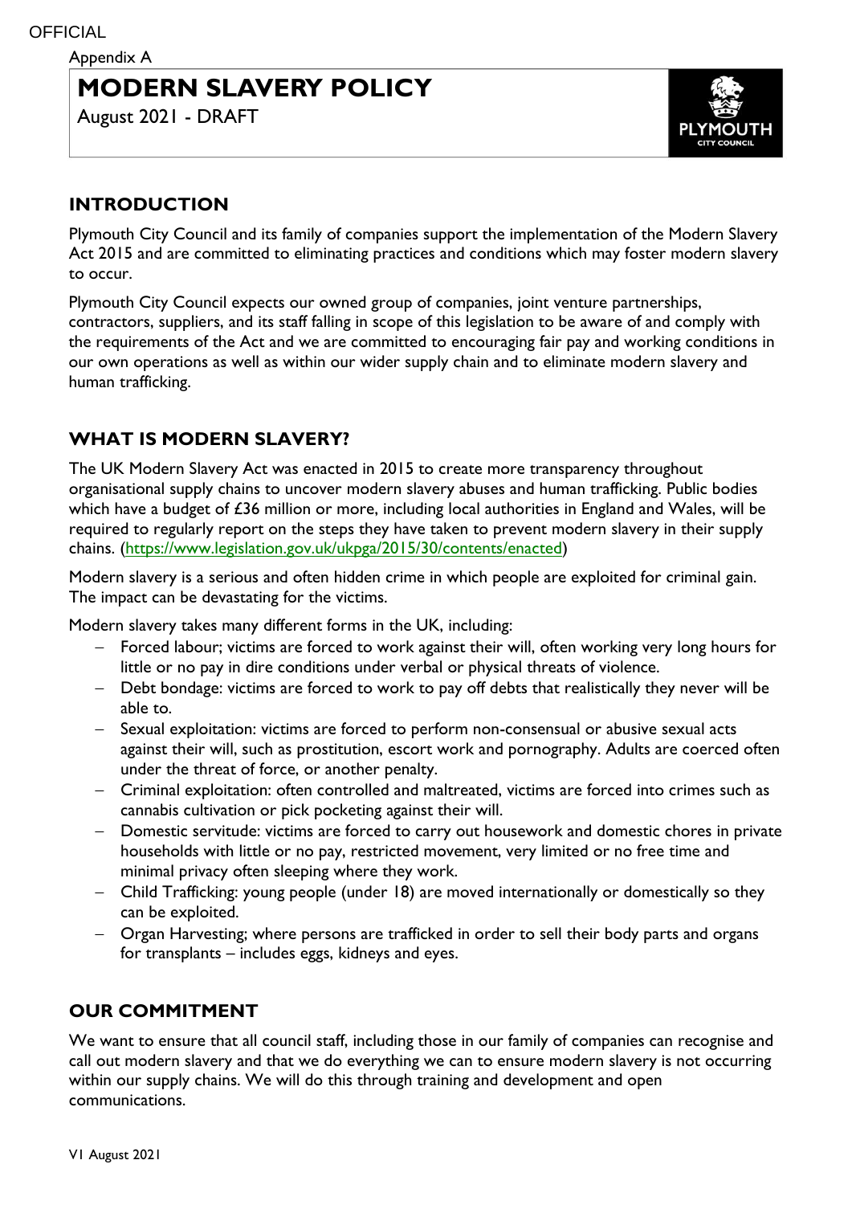Appendix A

# MODERN SLAVERY POLICY

August 2021 - DRAFT

## INTRODUCTION

Plymouth City Council and its family of companies support the implementation of the Modern Slavery Act 2015 and are committed to eliminating practices and conditions which may foster modern slavery to occur.

Plymouth City Council expects our owned group of companies, joint venture partnerships, contractors, suppliers, and its staff falling in scope of this legislation to be aware of and comply with the requirements of the Act and we are committed to encouraging fair pay and working conditions in our own operations as well as within our wider supply chain and to eliminate modern slavery and human trafficking.

## WHAT IS MODERN SLAVERY?

The UK Modern Slavery Act was enacted in 2015 to create more transparency throughout organisational supply chains to uncover modern slavery abuses and human trafficking. Public bodies which have a budget of £36 million or more, including local authorities in England and Wales, will be required to regularly report on the steps they have taken to prevent modern slavery in their supply chains. (https://www.legislation.gov.uk/ukpga/2015/30/contents/enacted)

Modern slavery is a serious and often hidden crime in which people are exploited for criminal gain. The impact can be devastating for the victims.

Modern slavery takes many different forms in the UK, including:

- Forced labour; victims are forced to work against their will, often working very long hours for little or no pay in dire conditions under verbal or physical threats of violence.
- Debt bondage: victims are forced to work to pay off debts that realistically they never will be able to.
- Sexual exploitation: victims are forced to perform non-consensual or abusive sexual acts against their will, such as prostitution, escort work and pornography. Adults are coerced often under the threat of force, or another penalty.
- Criminal exploitation: often controlled and maltreated, victims are forced into crimes such as cannabis cultivation or pick pocketing against their will.
- Domestic servitude: victims are forced to carry out housework and domestic chores in private households with little or no pay, restricted movement, very limited or no free time and minimal privacy often sleeping where they work.
- Child Trafficking: young people (under 18) are moved internationally or domestically so they can be exploited.
- Organ Harvesting; where persons are trafficked in order to sell their body parts and organs for transplants – includes eggs, kidneys and eyes.

## OUR COMMITMENT

We want to ensure that all council staff, including those in our family of companies can recognise and call out modern slavery and that we do everything we can to ensure modern slavery is not occurring within our supply chains. We will do this through training and development and open communications.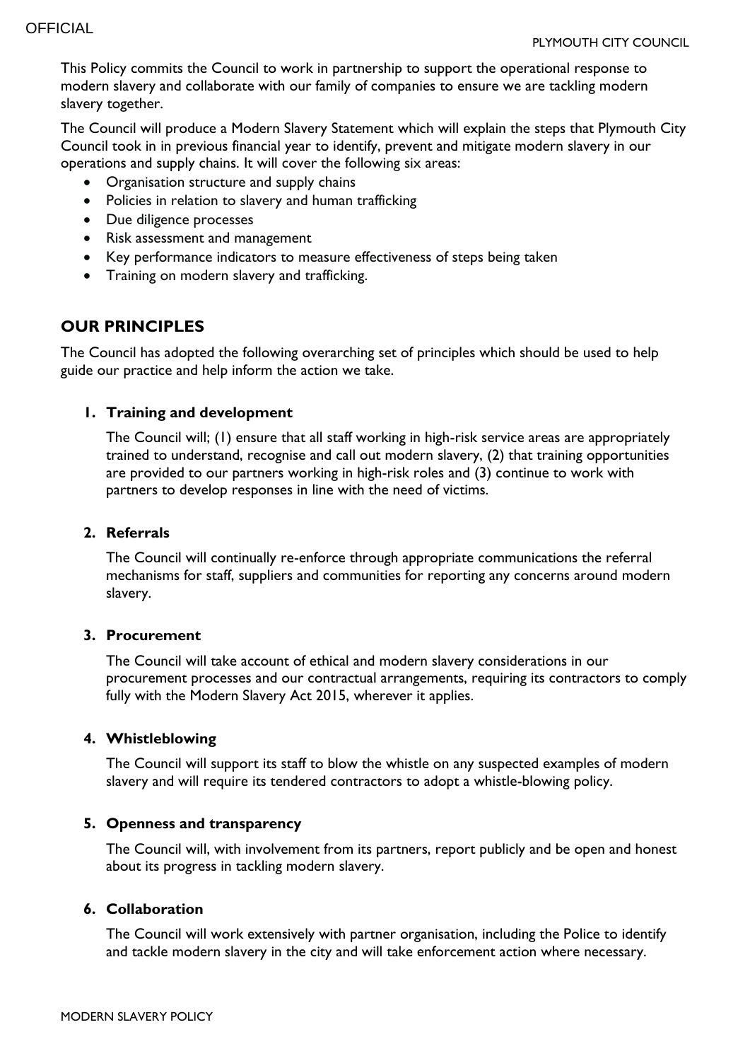This Policy commits the Council to work in partnership to support the operational response to modern slavery and collaborate with our family of companies to ensure we are tackling modern slavery together.

The Council will produce a Modern Slavery Statement which will explain the steps that Plymouth City Council took in in previous financial year to identify, prevent and mitigate modern slavery in our operations and supply chains. It will cover the following six areas:

- Organisation structure and supply chains
- Policies in relation to slavery and human trafficking
- Due diligence processes
- Risk assessment and management
- Key performance indicators to measure effectiveness of steps being taken
- Training on modern slavery and trafficking.

## OUR PRINCIPLES

The Council has adopted the following overarching set of principles which should be used to help guide our practice and help inform the action we take.

1. **Training and development**

   The Council will; (1) ensure that all staff working in high-risk service areas are appropriately trained to understand, recognise and call out modern slavery, (2) that training opportunities are provided to our partners working in high-risk roles and (3) continue to work with partners to develop responses in line with the need of victims.

2. **Referrals**

   The Council will continually re-enforce through appropriate communications the referral mechanisms for staff, suppliers and communities for reporting any concerns around modern slavery.

3. **Procurement**

   The Council will take account of ethical and modern slavery considerations in our procurement processes and our contractual arrangements, requiring its contractors to comply fully with the Modern Slavery Act 2015, wherever it applies.

4. **Whistleblowing**

   The Council will support its staff to blow the whistle on any suspected examples of modern slavery and will require its tendered contractors to adopt a whistle-blowing policy.

5. **Openness and transparency**

   The Council will, with involvement from its partners, report publicly and be open and honest about its progress in tackling modern slavery.

6. **Collaboration**

   The Council will work extensively with partner organisation, including the Police to identify and tackle modern slavery in the city and will take enforcement action where necessary.